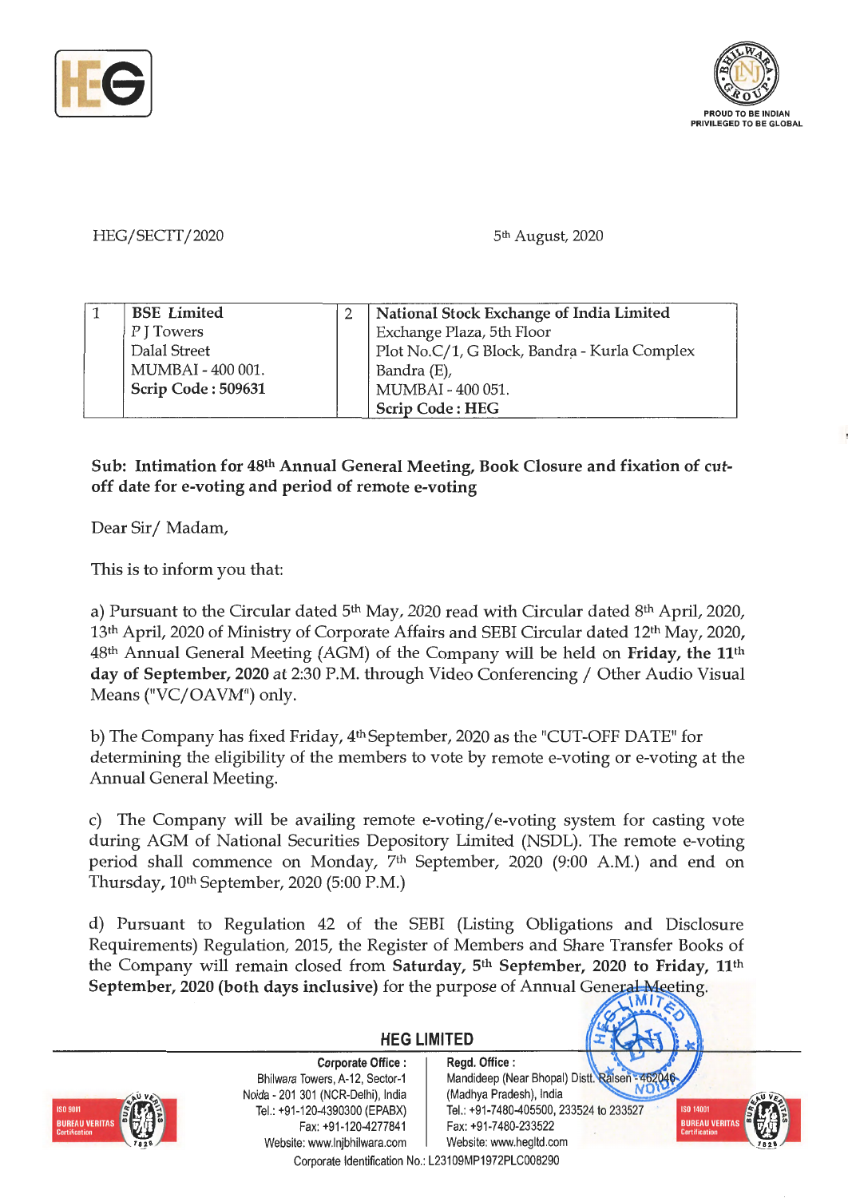HEG/SECTT/2020

5th August, 2020

| 1 | **BSE Limited**<br>P J Towers<br>Dalal Street<br>MUMBAI - 400 001.<br>**Scrip Code : 509631** | 2 | **National Stock Exchange of India Limited**<br>Exchange Plaza, 5th Floor<br>Plot No.C/1, G Block, Bandra - Kurla Complex<br>Bandra (E),<br>MUMBAI - 400 051.<br>**Scrip Code : HEG** |
|---|---|---|---|

**Sub: Intimation for 48th Annual General Meeting, Book Closure and fixation of cut-off date for e-voting and period of remote e-voting**

Dear Sir/ Madam,

This is to inform you that:

a) Pursuant to the Circular dated 5th May, 2020 read with Circular dated 8th April, 2020, 13th April, 2020 of Ministry of Corporate Affairs and SEBI Circular dated 12th May, 2020, 48th Annual General Meeting (AGM) of the Company will be held on **Friday, the 11th day of September, 2020** at 2:30 P.M. through Video Conferencing / Other Audio Visual Means ("VC/OAVM") only.

b) The Company has fixed Friday, 4th September, 2020 as the "CUT-OFF DATE" for determining the eligibility of the members to vote by remote e-voting or e-voting at the Annual General Meeting.

c) The Company will be availing remote e-voting/e-voting system for casting vote during AGM of National Securities Depository Limited (NSDL). The remote e-voting period shall commence on Monday, 7th September, 2020 (9:00 A.M.) and end on Thursday, 10th September, 2020 (5:00 P.M.)

d) Pursuant to Regulation 42 of the SEBI (Listing Obligations and Disclosure Requirements) Regulation, 2015, the Register of Members and Share Transfer Books of the Company will remain closed from **Saturday, 5th September, 2020 to Friday, 11th September, 2020 (both days inclusive)** for the purpose of Annual General Meeting.

**HEG LIMITED**

**Corporate Office :** Bhilwara Towers, A-12, Sector-1, Noida - 201 301 (NCR-Delhi), India. Tel.: +91-120-4390300 (EPABX), Fax: +91-120-4277841, Website: www.lnjbhilwara.com

**Regd. Office :** Mandideep (Near Bhopal) Distt. Raisen - 462046 (Madhya Pradesh), India. Tel.: +91-7480-405500, 233524 to 233527, Fax: +91-7480-233522, Website: www.hegltd.com

Corporate Identification No.: L23109MP1972PLC008290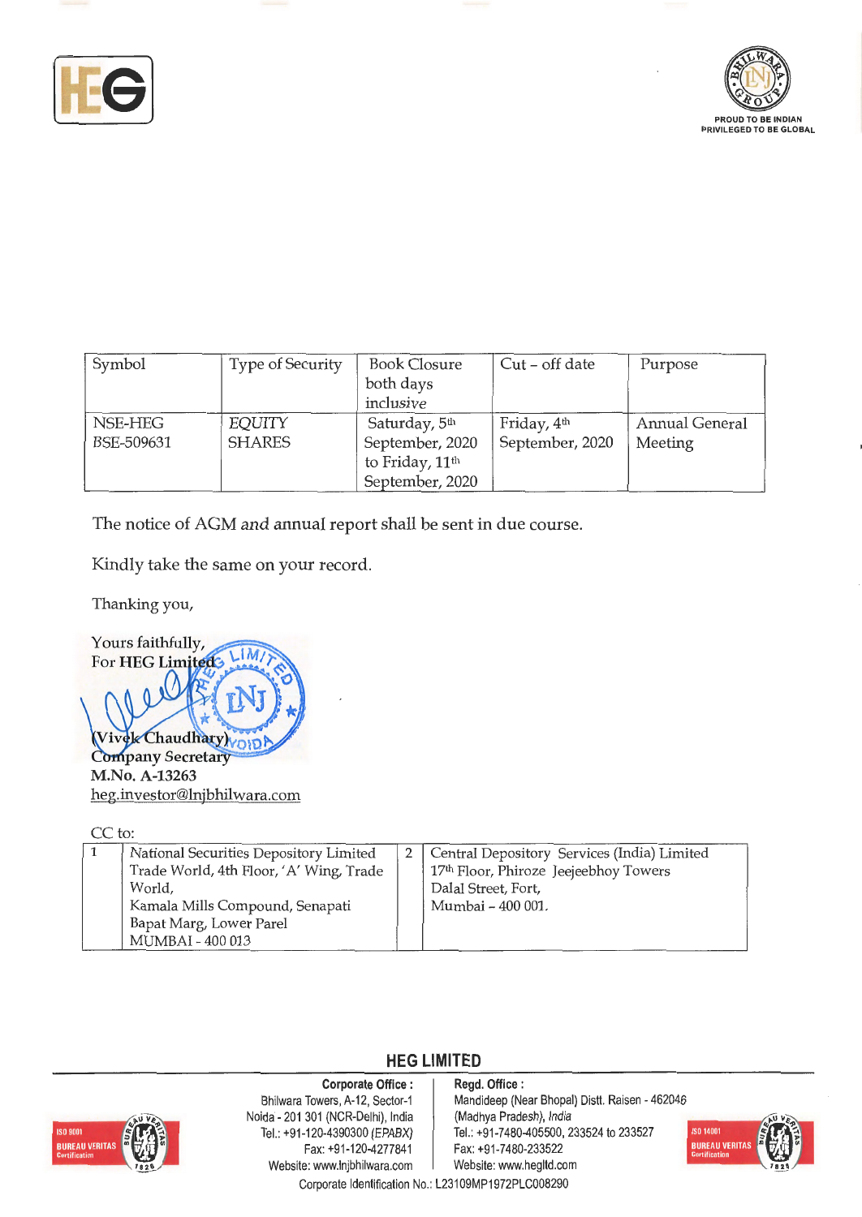| Symbol | Type of Security | Book Closure both days inclusive | Cut – off date | Purpose |
|---|---|---|---|---|
| NSE-HEG<br>BSE-509631 | EQUITY SHARES | Saturday, 5th September, 2020 to Friday, 11th September, 2020 | Friday, 4th September, 2020 | Annual General Meeting |

The notice of AGM and annual report shall be sent in due course.

Kindly take the same on your record.

Thanking you,

Yours faithfully,
For **HEG Limited**

**(Vivek Chaudhary)**
**Company Secretary**
**M.No. A-13263**
heg.investor@lnjbhilwara.com

CC to:

| | | | |
|---|---|---|---|
| 1 | National Securities Depository Limited<br>Trade World, 4th Floor, 'A' Wing, Trade World,<br>Kamala Mills Compound, Senapati Bapat Marg, Lower Parel<br>MUMBAI - 400 013 | 2 | Central Depository Services (India) Limited<br>17th Floor, Phiroze Jeejeebhoy Towers<br>Dalal Street, Fort,<br>Mumbai – 400 001. |

**HEG LIMITED**

**Corporate Office :**
Bhilwara Towers, A-12, Sector-1
Noida - 201 301 (NCR-Delhi), India
Tel.: +91-120-4390300 (EPABX)
Fax: +91-120-4277841
Website: www.lnjbhilwara.com

**Regd. Office :**
Mandideep (Near Bhopal) Distt. Raisen - 462046
(Madhya Pradesh), India
Tel.: +91-7480-405500, 233524 to 233527
Fax: +91-7480-233522
Website: www.hegltd.com

Corporate Identification No.: L23109MP1972PLC008290